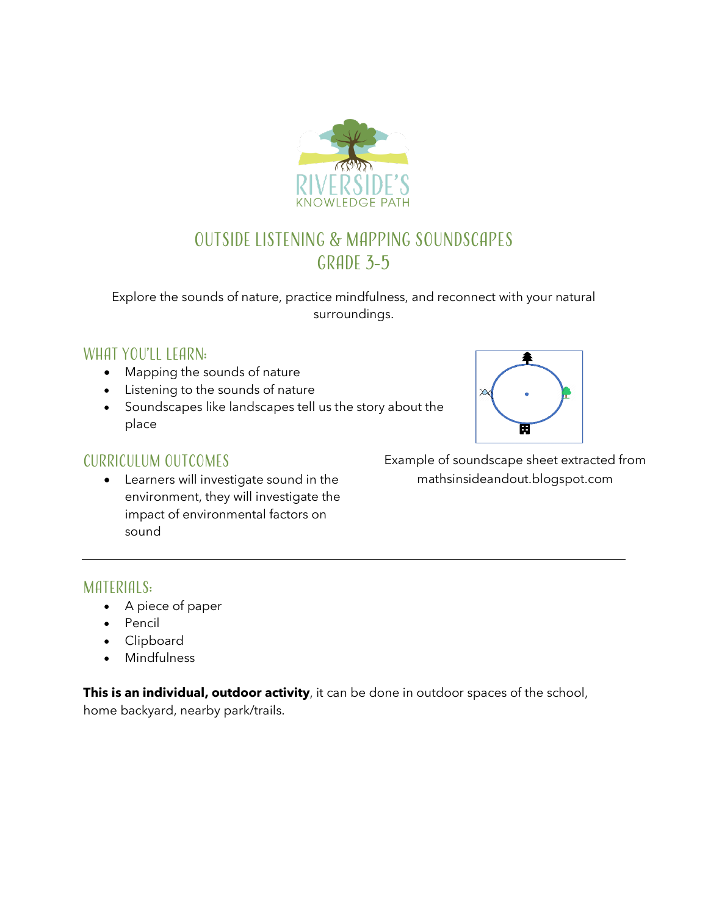RIVERSIDE'S
KNOWLEDGE PATH

# OUTSIDE LISTENING & MAPPING SOUNDSCAPES
# GRADE 3-5

Explore the sounds of nature, practice mindfulness, and reconnect with your natural surroundings.

## WHAT YOU'LL LEARN:

- Mapping the sounds of nature
- Listening to the sounds of nature
- Soundscapes like landscapes tell us the story about the place

Example of soundscape sheet extracted from mathsinsideandout.blogspot.com

## CURRICULUM OUTCOMES

- Learners will investigate sound in the environment, they will investigate the impact of environmental factors on sound

---

## MATERIALS:

- A piece of paper
- Pencil
- Clipboard
- Mindfulness

**This is an individual, outdoor activity**, it can be done in outdoor spaces of the school, home backyard, nearby park/trails.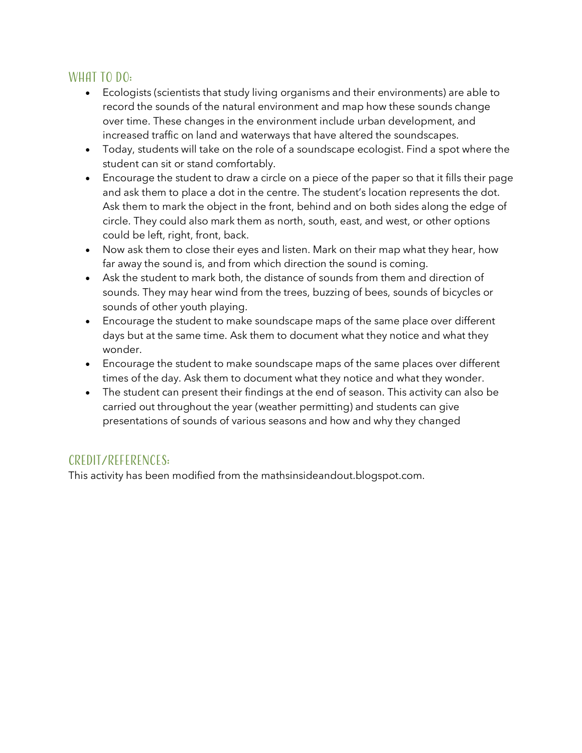## What to do:

- Ecologists (scientists that study living organisms and their environments) are able to record the sounds of the natural environment and map how these sounds change over time. These changes in the environment include urban development, and increased traffic on land and waterways that have altered the soundscapes.
- Today, students will take on the role of a soundscape ecologist. Find a spot where the student can sit or stand comfortably.
- Encourage the student to draw a circle on a piece of the paper so that it fills their page and ask them to place a dot in the centre. The student's location represents the dot. Ask them to mark the object in the front, behind and on both sides along the edge of circle. They could also mark them as north, south, east, and west, or other options could be left, right, front, back.
- Now ask them to close their eyes and listen. Mark on their map what they hear, how far away the sound is, and from which direction the sound is coming.
- Ask the student to mark both, the distance of sounds from them and direction of sounds. They may hear wind from the trees, buzzing of bees, sounds of bicycles or sounds of other youth playing.
- Encourage the student to make soundscape maps of the same place over different days but at the same time. Ask them to document what they notice and what they wonder.
- Encourage the student to make soundscape maps of the same places over different times of the day. Ask them to document what they notice and what they wonder.
- The student can present their findings at the end of season. This activity can also be carried out throughout the year (weather permitting) and students can give presentations of sounds of various seasons and how and why they changed

## Credit/References:

This activity has been modified from the mathsinsideandout.blogspot.com.